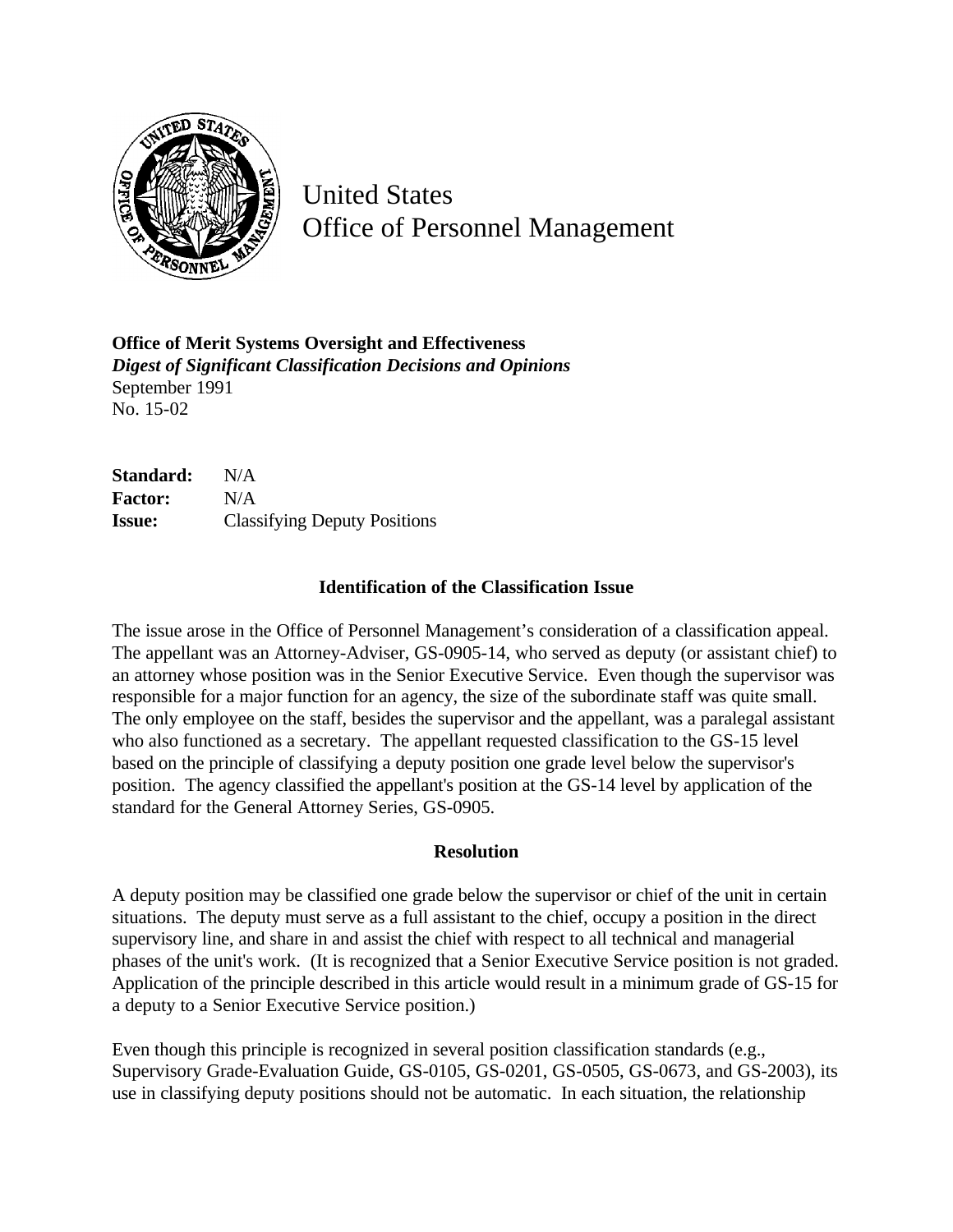# United States Office of Personnel Management

**Office of Merit Systems Oversight and Effectiveness**
***Digest of Significant Classification Decisions and Opinions***
September 1991
No. 15-02

**Standard:** N/A
**Factor:** N/A
**Issue:** Classifying Deputy Positions

### Identification of the Classification Issue

The issue arose in the Office of Personnel Management's consideration of a classification appeal. The appellant was an Attorney-Adviser, GS-0905-14, who served as deputy (or assistant chief) to an attorney whose position was in the Senior Executive Service. Even though the supervisor was responsible for a major function for an agency, the size of the subordinate staff was quite small. The only employee on the staff, besides the supervisor and the appellant, was a paralegal assistant who also functioned as a secretary. The appellant requested classification to the GS-15 level based on the principle of classifying a deputy position one grade level below the supervisor's position. The agency classified the appellant's position at the GS-14 level by application of the standard for the General Attorney Series, GS-0905.

### Resolution

A deputy position may be classified one grade below the supervisor or chief of the unit in certain situations. The deputy must serve as a full assistant to the chief, occupy a position in the direct supervisory line, and share in and assist the chief with respect to all technical and managerial phases of the unit's work. (It is recognized that a Senior Executive Service position is not graded. Application of the principle described in this article would result in a minimum grade of GS-15 for a deputy to a Senior Executive Service position.)

Even though this principle is recognized in several position classification standards (e.g., Supervisory Grade-Evaluation Guide, GS-0105, GS-0201, GS-0505, GS-0673, and GS-2003), its use in classifying deputy positions should not be automatic. In each situation, the relationship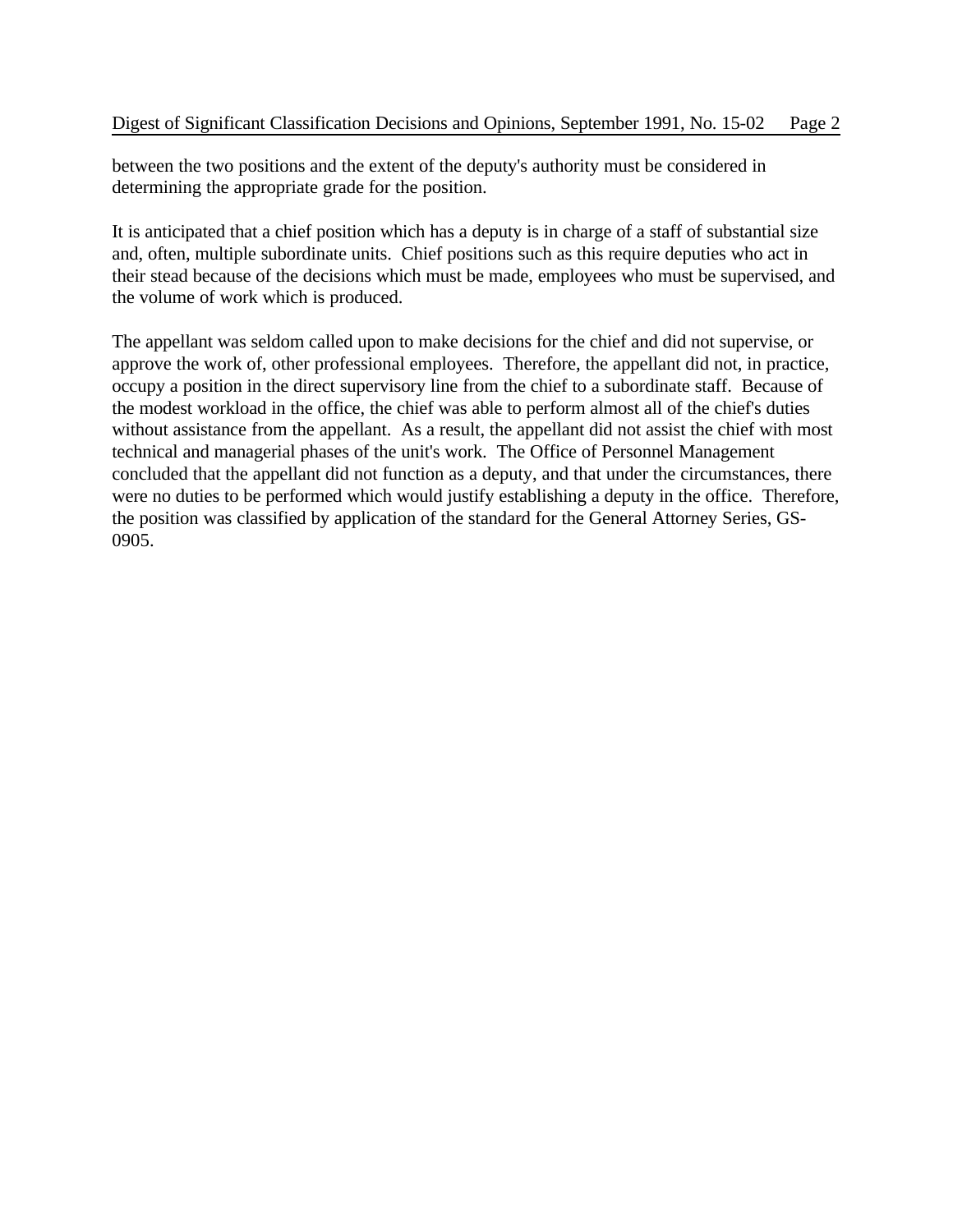between the two positions and the extent of the deputy's authority must be considered in determining the appropriate grade for the position.

It is anticipated that a chief position which has a deputy is in charge of a staff of substantial size and, often, multiple subordinate units. Chief positions such as this require deputies who act in their stead because of the decisions which must be made, employees who must be supervised, and the volume of work which is produced.

The appellant was seldom called upon to make decisions for the chief and did not supervise, or approve the work of, other professional employees. Therefore, the appellant did not, in practice, occupy a position in the direct supervisory line from the chief to a subordinate staff. Because of the modest workload in the office, the chief was able to perform almost all of the chief's duties without assistance from the appellant. As a result, the appellant did not assist the chief with most technical and managerial phases of the unit's work. The Office of Personnel Management concluded that the appellant did not function as a deputy, and that under the circumstances, there were no duties to be performed which would justify establishing a deputy in the office. Therefore, the position was classified by application of the standard for the General Attorney Series, GS-0905.